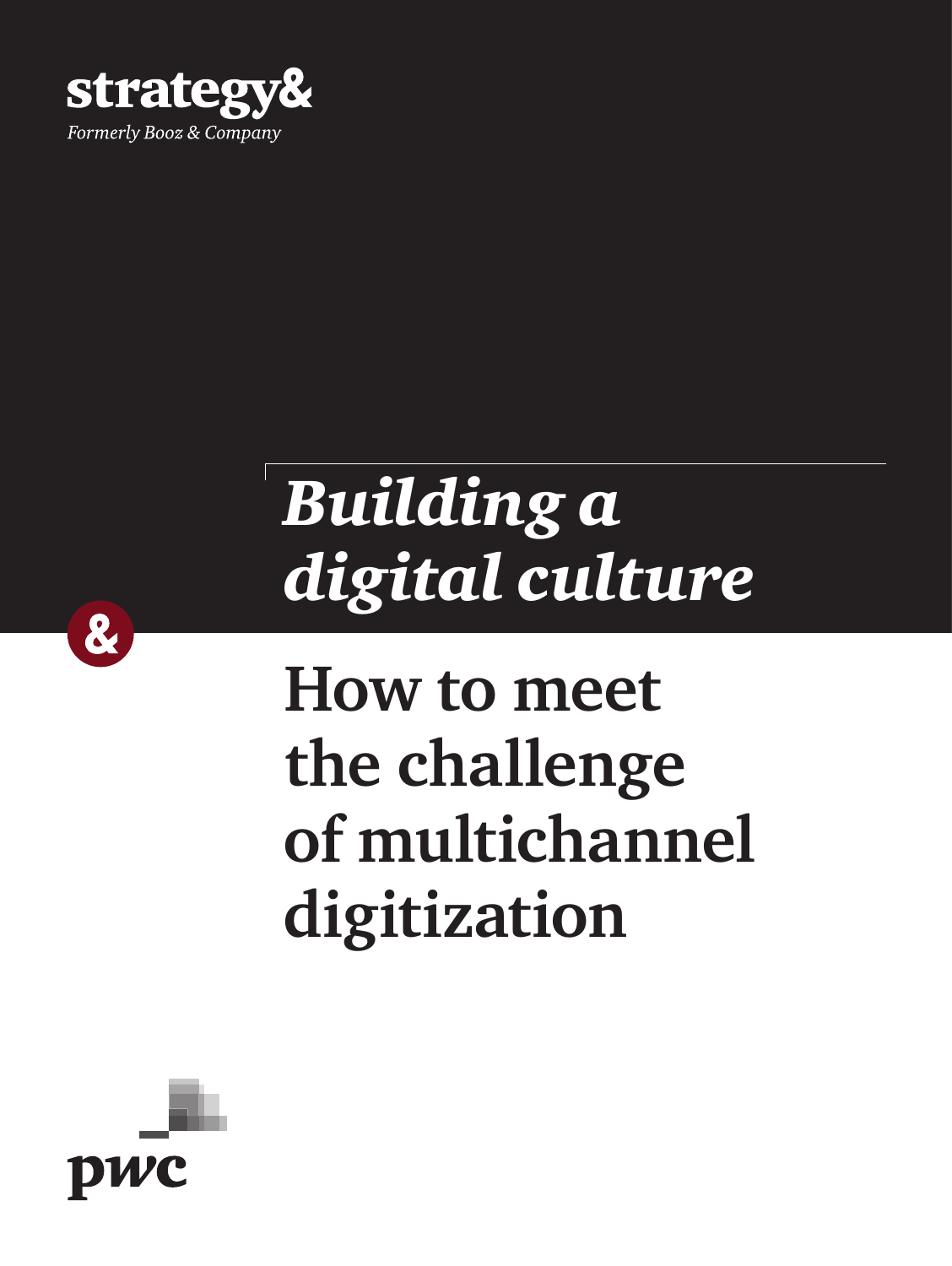strategy&

*Formerly Booz & Company*

# *Building a digital culture*

## How to meet the challenge of multichannel digitization

pwc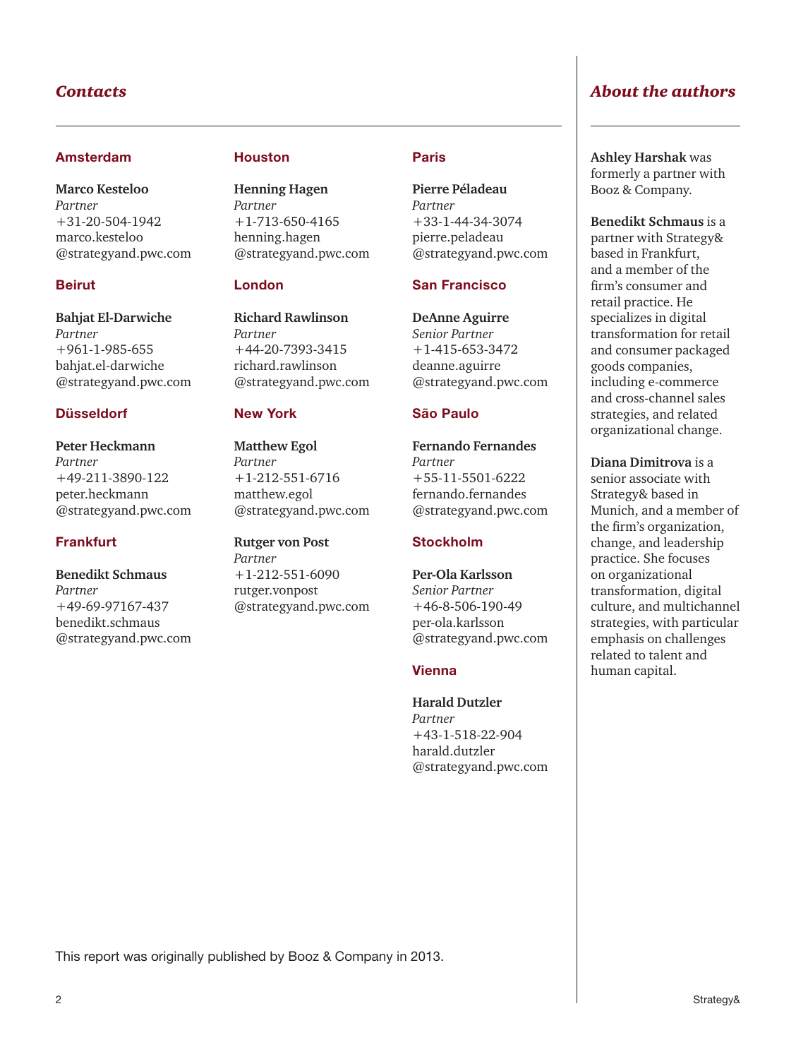## *Contacts*

### Amsterdam

**Marco Kesteloo**
*Partner*
+31-20-504-1942
marco.kesteloo
@strategyand.pwc.com

### Beirut

**Bahjat El-Darwiche**
*Partner*
+961-1-985-655
bahjat.el-darwiche
@strategyand.pwc.com

### Düsseldorf

**Peter Heckmann**
*Partner*
+49-211-3890-122
peter.heckmann
@strategyand.pwc.com

### Frankfurt

**Benedikt Schmaus**
*Partner*
+49-69-97167-437
benedikt.schmaus
@strategyand.pwc.com

### Houston

**Henning Hagen**
*Partner*
+1-713-650-4165
henning.hagen
@strategyand.pwc.com

### London

**Richard Rawlinson**
*Partner*
+44-20-7393-3415
richard.rawlinson
@strategyand.pwc.com

### New York

**Matthew Egol**
*Partner*
+1-212-551-6716
matthew.egol
@strategyand.pwc.com

**Rutger von Post**
*Partner*
+1-212-551-6090
rutger.vonpost
@strategyand.pwc.com

### Paris

**Pierre Péladeau**
*Partner*
+33-1-44-34-3074
pierre.peladeau
@strategyand.pwc.com

### San Francisco

**DeAnne Aguirre**
*Senior Partner*
+1-415-653-3472
deanne.aguirre
@strategyand.pwc.com

### São Paulo

**Fernando Fernandes**
*Partner*
+55-11-5501-6222
fernando.fernandes
@strategyand.pwc.com

### Stockholm

**Per-Ola Karlsson**
*Senior Partner*
+46-8-506-190-49
per-ola.karlsson
@strategyand.pwc.com

### Vienna

**Harald Dutzler**
*Partner*
+43-1-518-22-904
harald.dutzler
@strategyand.pwc.com

This report was originally published by Booz & Company in 2013.

## *About the authors*

**Ashley Harshak** was formerly a partner with Booz & Company.

**Benedikt Schmaus** is a partner with Strategy& based in Frankfurt, and a member of the firm's consumer and retail practice. He specializes in digital transformation for retail and consumer packaged goods companies, including e-commerce and cross-channel sales strategies, and related organizational change.

**Diana Dimitrova** is a senior associate with Strategy& based in Munich, and a member of the firm's organization, change, and leadership practice. She focuses on organizational transformation, digital culture, and multichannel strategies, with particular emphasis on challenges related to talent and human capital.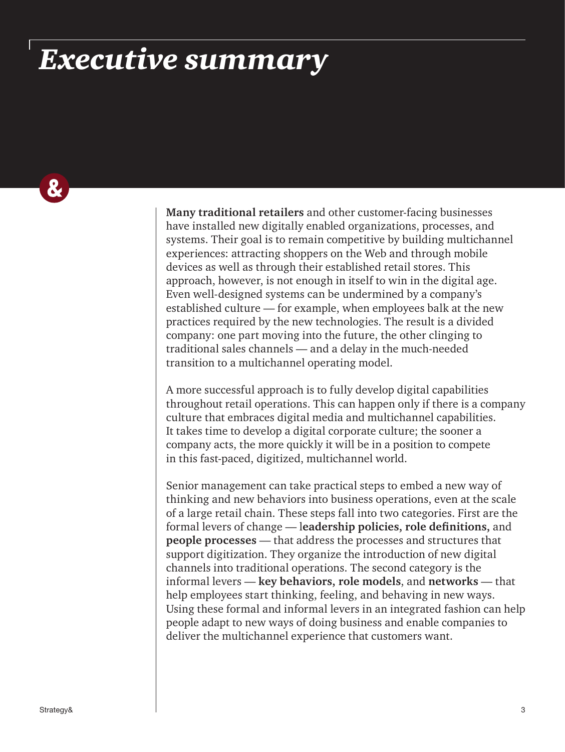# *Executive summary*

**Many traditional retailers** and other customer-facing businesses have installed new digitally enabled organizations, processes, and systems. Their goal is to remain competitive by building multichannel experiences: attracting shoppers on the Web and through mobile devices as well as through their established retail stores. This approach, however, is not enough in itself to win in the digital age. Even well-designed systems can be undermined by a company's established culture — for example, when employees balk at the new practices required by the new technologies. The result is a divided company: one part moving into the future, the other clinging to traditional sales channels — and a delay in the much-needed transition to a multichannel operating model.

A more successful approach is to fully develop digital capabilities throughout retail operations. This can happen only if there is a company culture that embraces digital media and multichannel capabilities. It takes time to develop a digital corporate culture; the sooner a company acts, the more quickly it will be in a position to compete in this fast-paced, digitized, multichannel world.

Senior management can take practical steps to embed a new way of thinking and new behaviors into business operations, even at the scale of a large retail chain. These steps fall into two categories. First are the formal levers of change — l**eadership policies, role definitions,** and **people processes** — that address the processes and structures that support digitization. They organize the introduction of new digital channels into traditional operations. The second category is the informal levers — **key behaviors, role models**, and **networks** — that help employees start thinking, feeling, and behaving in new ways. Using these formal and informal levers in an integrated fashion can help people adapt to new ways of doing business and enable companies to deliver the multichannel experience that customers want.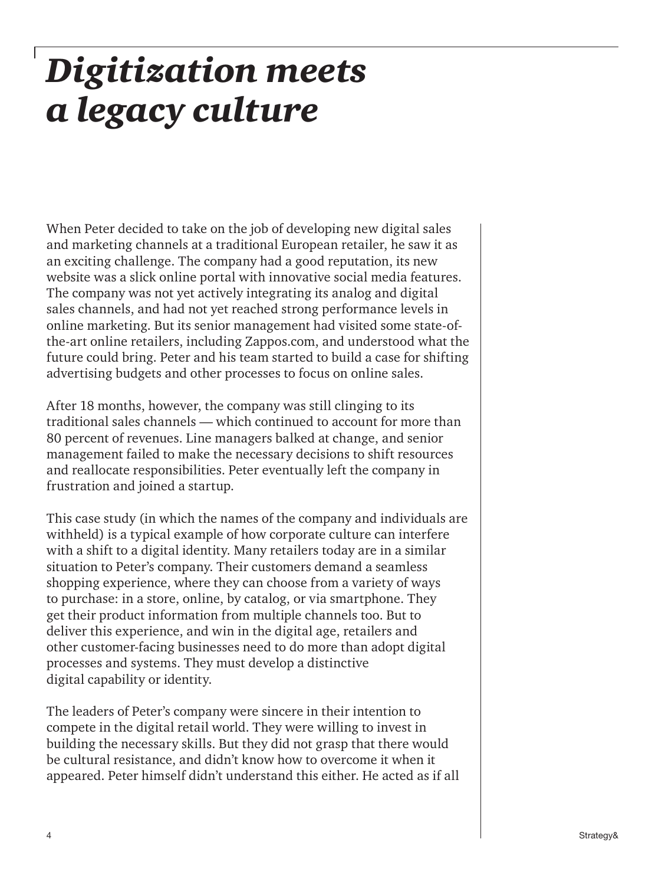# *Digitization meets a legacy culture*

When Peter decided to take on the job of developing new digital sales and marketing channels at a traditional European retailer, he saw it as an exciting challenge. The company had a good reputation, its new website was a slick online portal with innovative social media features. The company was not yet actively integrating its analog and digital sales channels, and had not yet reached strong performance levels in online marketing. But its senior management had visited some state-of-the-art online retailers, including Zappos.com, and understood what the future could bring. Peter and his team started to build a case for shifting advertising budgets and other processes to focus on online sales.

After 18 months, however, the company was still clinging to its traditional sales channels — which continued to account for more than 80 percent of revenues. Line managers balked at change, and senior management failed to make the necessary decisions to shift resources and reallocate responsibilities. Peter eventually left the company in frustration and joined a startup.

This case study (in which the names of the company and individuals are withheld) is a typical example of how corporate culture can interfere with a shift to a digital identity. Many retailers today are in a similar situation to Peter's company. Their customers demand a seamless shopping experience, where they can choose from a variety of ways to purchase: in a store, online, by catalog, or via smartphone. They get their product information from multiple channels too. But to deliver this experience, and win in the digital age, retailers and other customer-facing businesses need to do more than adopt digital processes and systems. They must develop a distinctive digital capability or identity.

The leaders of Peter's company were sincere in their intention to compete in the digital retail world. They were willing to invest in building the necessary skills. But they did not grasp that there would be cultural resistance, and didn't know how to overcome it when it appeared. Peter himself didn't understand this either. He acted as if all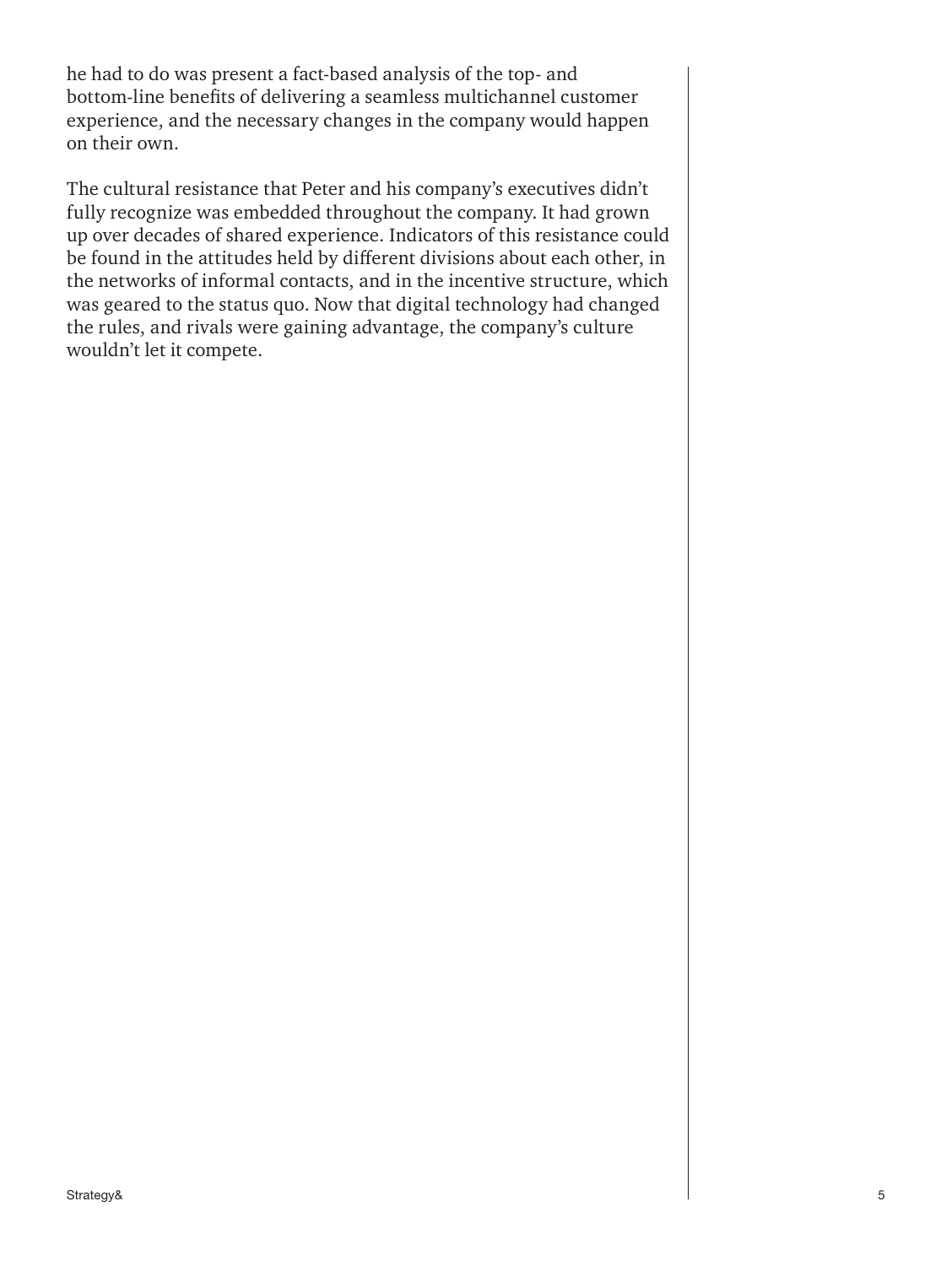he had to do was present a fact-based analysis of the top- and bottom-line benefits of delivering a seamless multichannel customer experience, and the necessary changes in the company would happen on their own.

The cultural resistance that Peter and his company's executives didn't fully recognize was embedded throughout the company. It had grown up over decades of shared experience. Indicators of this resistance could be found in the attitudes held by different divisions about each other, in the networks of informal contacts, and in the incentive structure, which was geared to the status quo. Now that digital technology had changed the rules, and rivals were gaining advantage, the company's culture wouldn't let it compete.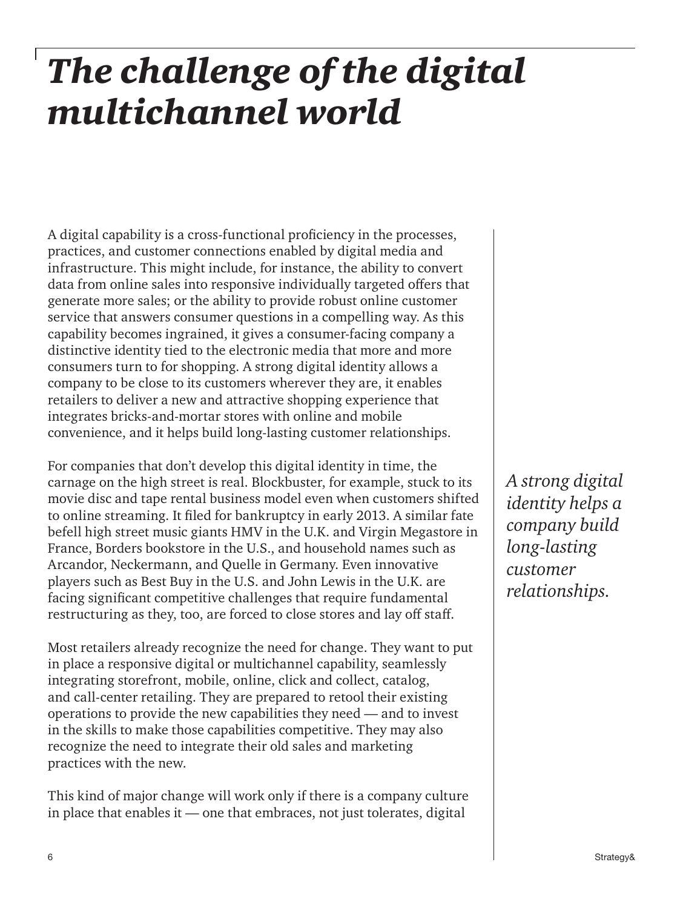# *The challenge of the digital multichannel world*

A digital capability is a cross-functional proficiency in the processes, practices, and customer connections enabled by digital media and infrastructure. This might include, for instance, the ability to convert data from online sales into responsive individually targeted offers that generate more sales; or the ability to provide robust online customer service that answers consumer questions in a compelling way. As this capability becomes ingrained, it gives a consumer-facing company a distinctive identity tied to the electronic media that more and more consumers turn to for shopping. A strong digital identity allows a company to be close to its customers wherever they are, it enables retailers to deliver a new and attractive shopping experience that integrates bricks-and-mortar stores with online and mobile convenience, and it helps build long-lasting customer relationships.

For companies that don't develop this digital identity in time, the carnage on the high street is real. Blockbuster, for example, stuck to its movie disc and tape rental business model even when customers shifted to online streaming. It filed for bankruptcy in early 2013. A similar fate befell high street music giants HMV in the U.K. and Virgin Megastore in France, Borders bookstore in the U.S., and household names such as Arcandor, Neckermann, and Quelle in Germany. Even innovative players such as Best Buy in the U.S. and John Lewis in the U.K. are facing significant competitive challenges that require fundamental restructuring as they, too, are forced to close stores and lay off staff.

*A strong digital identity helps a company build long-lasting customer relationships.*

Most retailers already recognize the need for change. They want to put in place a responsive digital or multichannel capability, seamlessly integrating storefront, mobile, online, click and collect, catalog, and call-center retailing. They are prepared to retool their existing operations to provide the new capabilities they need — and to invest in the skills to make those capabilities competitive. They may also recognize the need to integrate their old sales and marketing practices with the new.

This kind of major change will work only if there is a company culture in place that enables it — one that embraces, not just tolerates, digital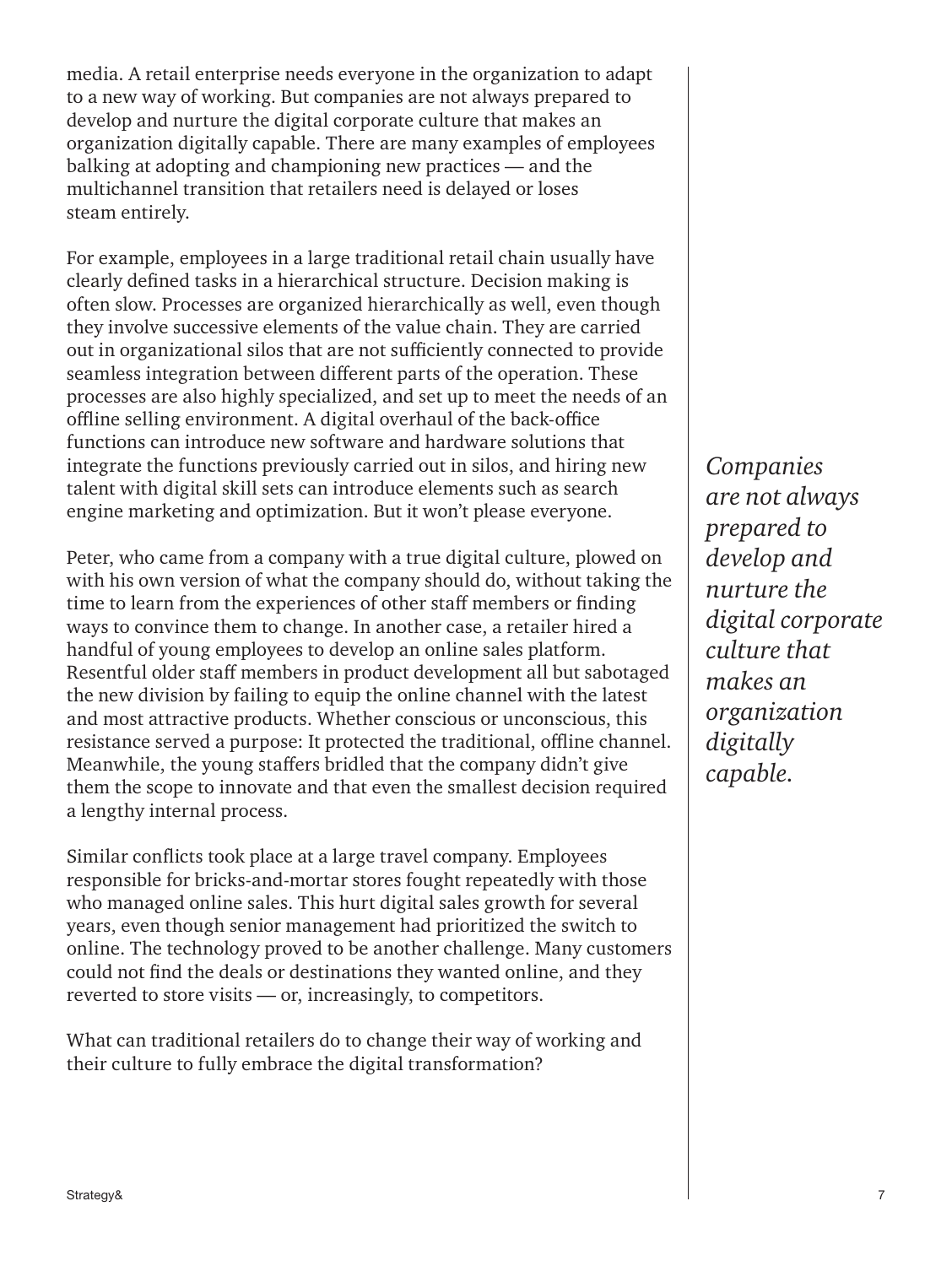media. A retail enterprise needs everyone in the organization to adapt to a new way of working. But companies are not always prepared to develop and nurture the digital corporate culture that makes an organization digitally capable. There are many examples of employees balking at adopting and championing new practices — and the multichannel transition that retailers need is delayed or loses steam entirely.

For example, employees in a large traditional retail chain usually have clearly defined tasks in a hierarchical structure. Decision making is often slow. Processes are organized hierarchically as well, even though they involve successive elements of the value chain. They are carried out in organizational silos that are not sufficiently connected to provide seamless integration between different parts of the operation. These processes are also highly specialized, and set up to meet the needs of an offline selling environment. A digital overhaul of the back-office functions can introduce new software and hardware solutions that integrate the functions previously carried out in silos, and hiring new talent with digital skill sets can introduce elements such as search engine marketing and optimization. But it won't please everyone.

*Companies are not always prepared to develop and nurture the digital corporate culture that makes an organization digitally capable.*

Peter, who came from a company with a true digital culture, plowed on with his own version of what the company should do, without taking the time to learn from the experiences of other staff members or finding ways to convince them to change. In another case, a retailer hired a handful of young employees to develop an online sales platform. Resentful older staff members in product development all but sabotaged the new division by failing to equip the online channel with the latest and most attractive products. Whether conscious or unconscious, this resistance served a purpose: It protected the traditional, offline channel. Meanwhile, the young staffers bridled that the company didn't give them the scope to innovate and that even the smallest decision required a lengthy internal process.

Similar conflicts took place at a large travel company. Employees responsible for bricks-and-mortar stores fought repeatedly with those who managed online sales. This hurt digital sales growth for several years, even though senior management had prioritized the switch to online. The technology proved to be another challenge. Many customers could not find the deals or destinations they wanted online, and they reverted to store visits — or, increasingly, to competitors.

What can traditional retailers do to change their way of working and their culture to fully embrace the digital transformation?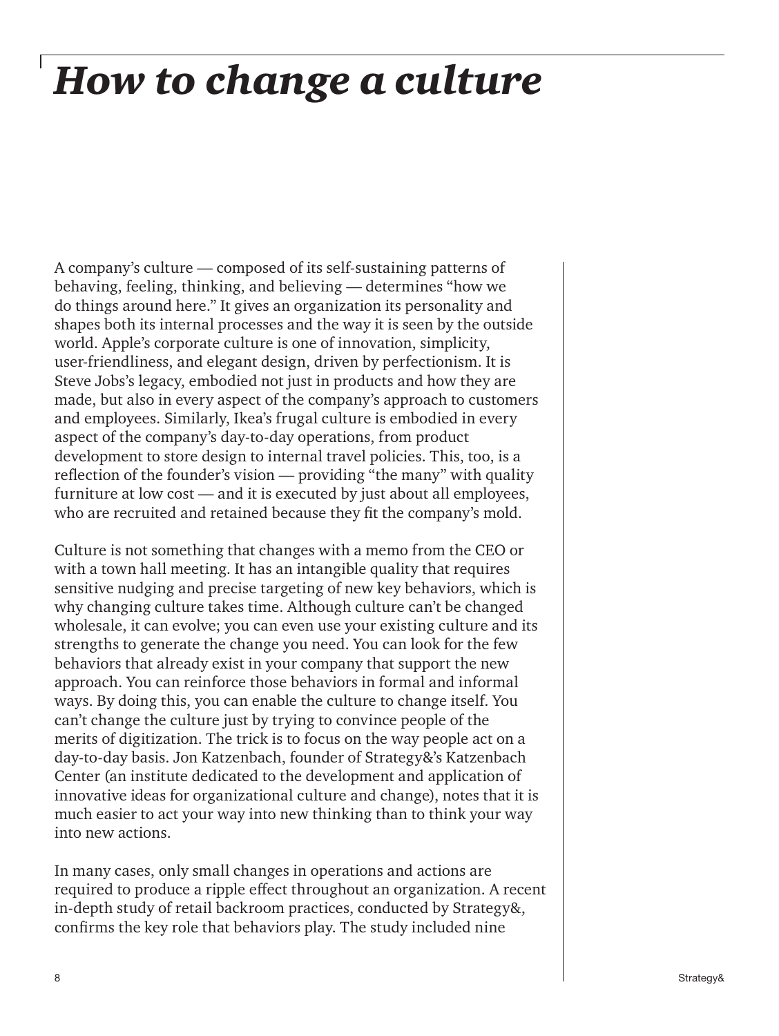# *How to change a culture*

A company's culture — composed of its self-sustaining patterns of behaving, feeling, thinking, and believing — determines "how we do things around here." It gives an organization its personality and shapes both its internal processes and the way it is seen by the outside world. Apple's corporate culture is one of innovation, simplicity, user-friendliness, and elegant design, driven by perfectionism. It is Steve Jobs's legacy, embodied not just in products and how they are made, but also in every aspect of the company's approach to customers and employees. Similarly, Ikea's frugal culture is embodied in every aspect of the company's day-to-day operations, from product development to store design to internal travel policies. This, too, is a reflection of the founder's vision — providing "the many" with quality furniture at low cost — and it is executed by just about all employees, who are recruited and retained because they fit the company's mold.

Culture is not something that changes with a memo from the CEO or with a town hall meeting. It has an intangible quality that requires sensitive nudging and precise targeting of new key behaviors, which is why changing culture takes time. Although culture can't be changed wholesale, it can evolve; you can even use your existing culture and its strengths to generate the change you need. You can look for the few behaviors that already exist in your company that support the new approach. You can reinforce those behaviors in formal and informal ways. By doing this, you can enable the culture to change itself. You can't change the culture just by trying to convince people of the merits of digitization. The trick is to focus on the way people act on a day-to-day basis. Jon Katzenbach, founder of Strategy&'s Katzenbach Center (an institute dedicated to the development and application of innovative ideas for organizational culture and change), notes that it is much easier to act your way into new thinking than to think your way into new actions.

In many cases, only small changes in operations and actions are required to produce a ripple effect throughout an organization. A recent in-depth study of retail backroom practices, conducted by Strategy&, confirms the key role that behaviors play. The study included nine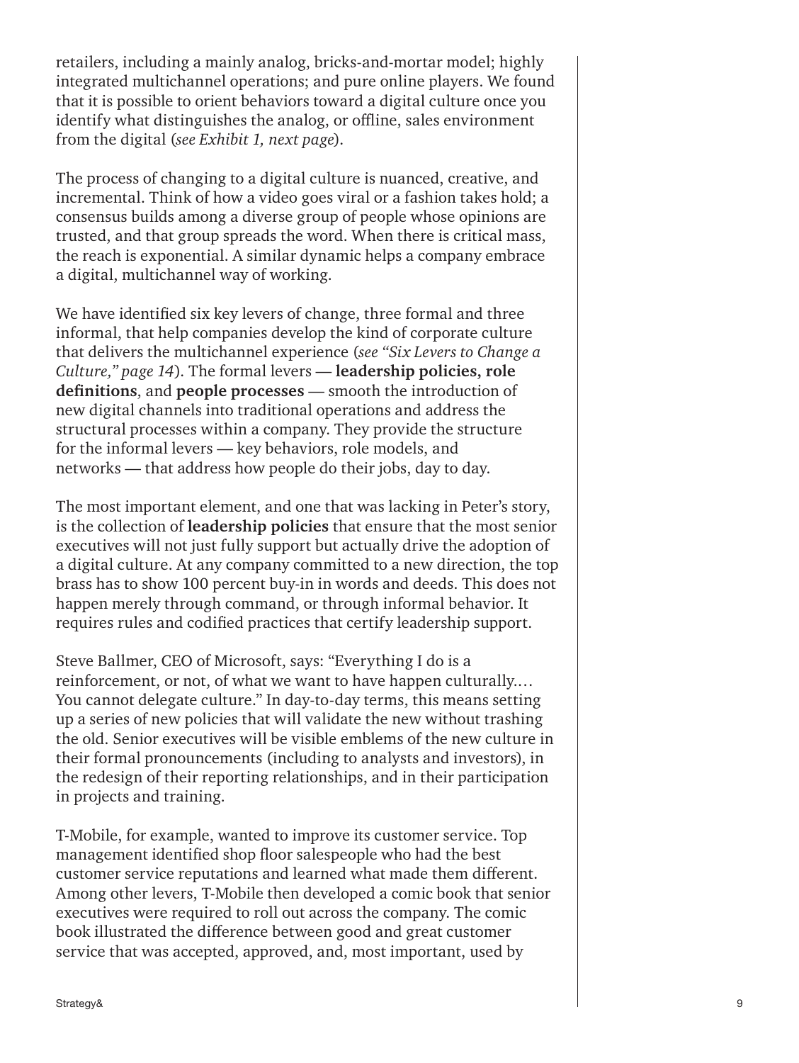retailers, including a mainly analog, bricks-and-mortar model; highly integrated multichannel operations; and pure online players. We found that it is possible to orient behaviors toward a digital culture once you identify what distinguishes the analog, or offline, sales environment from the digital (*see Exhibit 1, next page*).

The process of changing to a digital culture is nuanced, creative, and incremental. Think of how a video goes viral or a fashion takes hold; a consensus builds among a diverse group of people whose opinions are trusted, and that group spreads the word. When there is critical mass, the reach is exponential. A similar dynamic helps a company embrace a digital, multichannel way of working.

We have identified six key levers of change, three formal and three informal, that help companies develop the kind of corporate culture that delivers the multichannel experience (*see "Six Levers to Change a Culture," page 14*). The formal levers — **leadership policies, role definitions**, and **people processes** — smooth the introduction of new digital channels into traditional operations and address the structural processes within a company. They provide the structure for the informal levers — key behaviors, role models, and networks — that address how people do their jobs, day to day.

The most important element, and one that was lacking in Peter's story, is the collection of **leadership policies** that ensure that the most senior executives will not just fully support but actually drive the adoption of a digital culture. At any company committed to a new direction, the top brass has to show 100 percent buy-in in words and deeds. This does not happen merely through command, or through informal behavior. It requires rules and codified practices that certify leadership support.

Steve Ballmer, CEO of Microsoft, says: "Everything I do is a reinforcement, or not, of what we want to have happen culturally.… You cannot delegate culture." In day-to-day terms, this means setting up a series of new policies that will validate the new without trashing the old. Senior executives will be visible emblems of the new culture in their formal pronouncements (including to analysts and investors), in the redesign of their reporting relationships, and in their participation in projects and training.

T-Mobile, for example, wanted to improve its customer service. Top management identified shop floor salespeople who had the best customer service reputations and learned what made them different. Among other levers, T-Mobile then developed a comic book that senior executives were required to roll out across the company. The comic book illustrated the difference between good and great customer service that was accepted, approved, and, most important, used by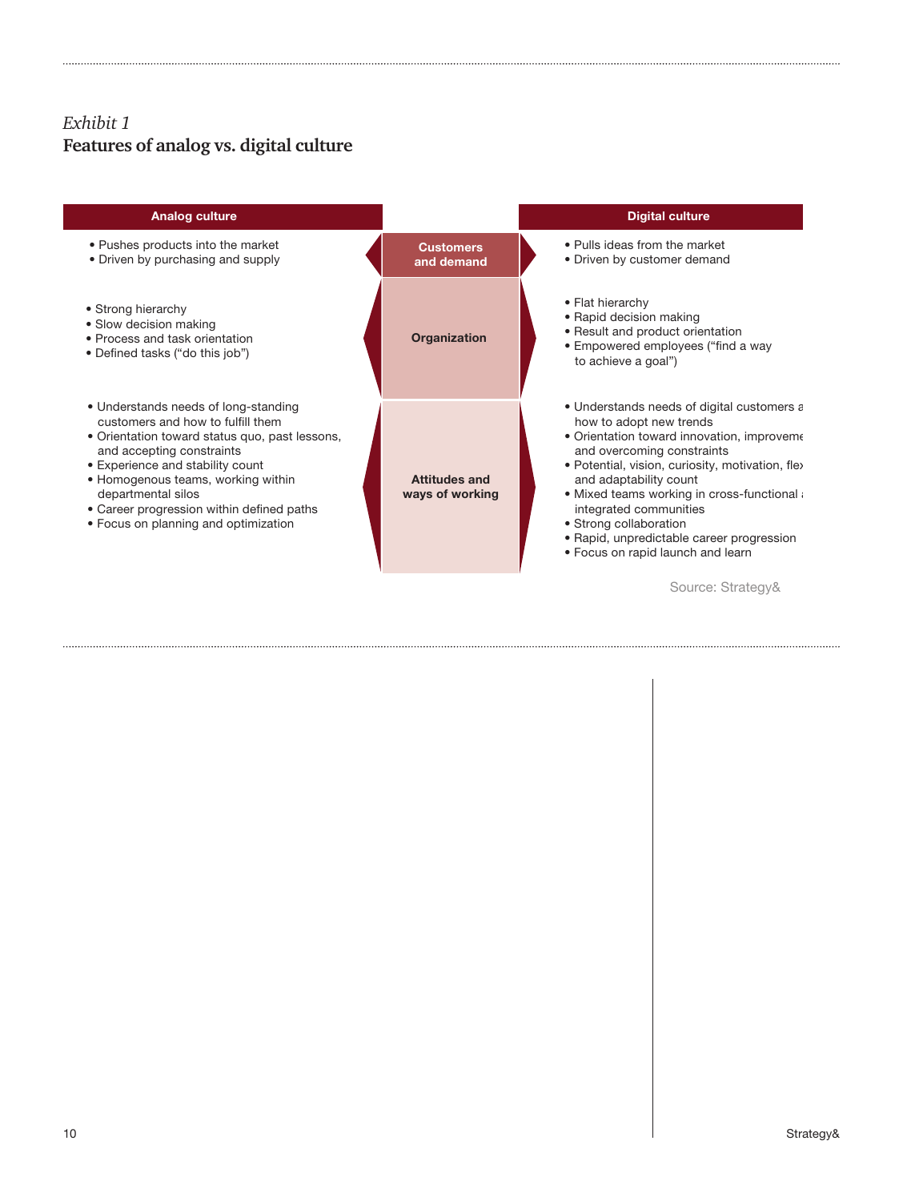*Exhibit 1*

**Features of analog vs. digital culture**

| Analog culture | | Digital culture |
|---|---|---|
| • Pushes products into the market<br>• Driven by purchasing and supply | **Customers and demand** | • Pulls ideas from the market<br>• Driven by customer demand |
| • Strong hierarchy<br>• Slow decision making<br>• Process and task orientation<br>• Defined tasks ("do this job") | **Organization** | • Flat hierarchy<br>• Rapid decision making<br>• Result and product orientation<br>• Empowered employees ("find a way to achieve a goal") |
| • Understands needs of long-standing customers and how to fulfill them<br>• Orientation toward status quo, past lessons, and accepting constraints<br>• Experience and stability count<br>• Homogenous teams, working within departmental silos<br>• Career progression within defined paths<br>• Focus on planning and optimization | **Attitudes and ways of working** | • Understands needs of digital customers a how to adopt new trends<br>• Orientation toward innovation, improveme and overcoming constraints<br>• Potential, vision, curiosity, motivation, flex and adaptability count<br>• Mixed teams working in cross-functional a integrated communities<br>• Strong collaboration<br>• Rapid, unpredictable career progression<br>• Focus on rapid launch and learn |

Source: Strategy&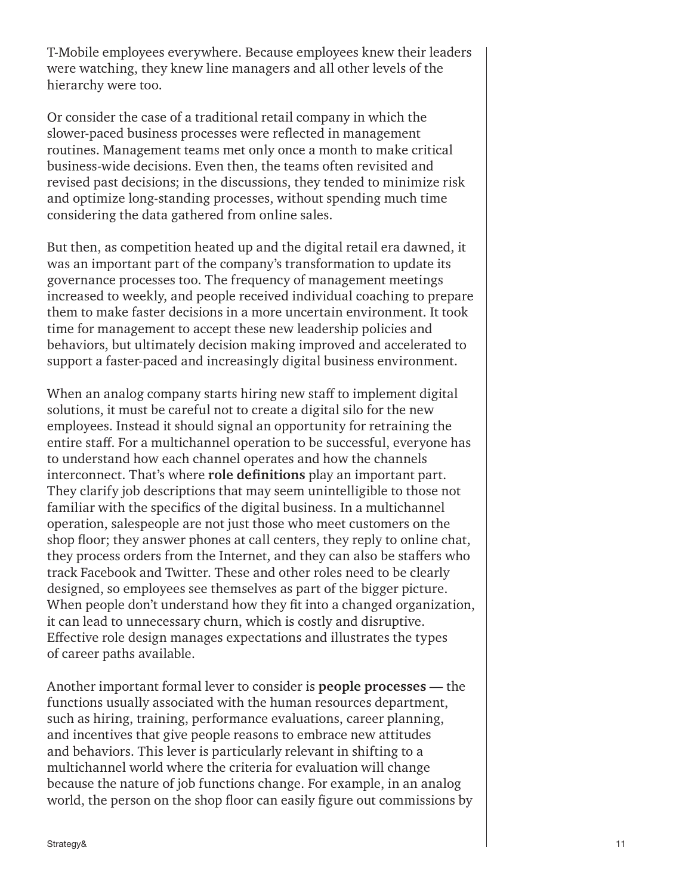T-Mobile employees everywhere. Because employees knew their leaders were watching, they knew line managers and all other levels of the hierarchy were too.

Or consider the case of a traditional retail company in which the slower-paced business processes were reflected in management routines. Management teams met only once a month to make critical business-wide decisions. Even then, the teams often revisited and revised past decisions; in the discussions, they tended to minimize risk and optimize long-standing processes, without spending much time considering the data gathered from online sales.

But then, as competition heated up and the digital retail era dawned, it was an important part of the company's transformation to update its governance processes too. The frequency of management meetings increased to weekly, and people received individual coaching to prepare them to make faster decisions in a more uncertain environment. It took time for management to accept these new leadership policies and behaviors, but ultimately decision making improved and accelerated to support a faster-paced and increasingly digital business environment.

When an analog company starts hiring new staff to implement digital solutions, it must be careful not to create a digital silo for the new employees. Instead it should signal an opportunity for retraining the entire staff. For a multichannel operation to be successful, everyone has to understand how each channel operates and how the channels interconnect. That's where **role definitions** play an important part. They clarify job descriptions that may seem unintelligible to those not familiar with the specifics of the digital business. In a multichannel operation, salespeople are not just those who meet customers on the shop floor; they answer phones at call centers, they reply to online chat, they process orders from the Internet, and they can also be staffers who track Facebook and Twitter. These and other roles need to be clearly designed, so employees see themselves as part of the bigger picture. When people don't understand how they fit into a changed organization, it can lead to unnecessary churn, which is costly and disruptive. Effective role design manages expectations and illustrates the types of career paths available.

Another important formal lever to consider is **people processes** — the functions usually associated with the human resources department, such as hiring, training, performance evaluations, career planning, and incentives that give people reasons to embrace new attitudes and behaviors. This lever is particularly relevant in shifting to a multichannel world where the criteria for evaluation will change because the nature of job functions change. For example, in an analog world, the person on the shop floor can easily figure out commissions by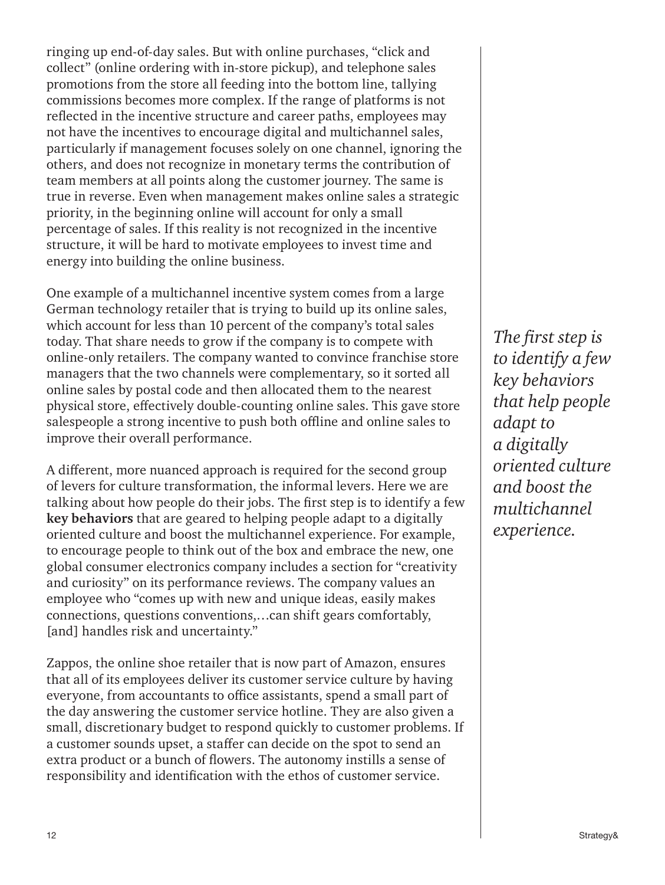ringing up end-of-day sales. But with online purchases, "click and collect" (online ordering with in-store pickup), and telephone sales promotions from the store all feeding into the bottom line, tallying commissions becomes more complex. If the range of platforms is not reflected in the incentive structure and career paths, employees may not have the incentives to encourage digital and multichannel sales, particularly if management focuses solely on one channel, ignoring the others, and does not recognize in monetary terms the contribution of team members at all points along the customer journey. The same is true in reverse. Even when management makes online sales a strategic priority, in the beginning online will account for only a small percentage of sales. If this reality is not recognized in the incentive structure, it will be hard to motivate employees to invest time and energy into building the online business.

One example of a multichannel incentive system comes from a large German technology retailer that is trying to build up its online sales, which account for less than 10 percent of the company's total sales today. That share needs to grow if the company is to compete with online-only retailers. The company wanted to convince franchise store managers that the two channels were complementary, so it sorted all online sales by postal code and then allocated them to the nearest physical store, effectively double-counting online sales. This gave store salespeople a strong incentive to push both offline and online sales to improve their overall performance.

*The first step is to identify a few key behaviors that help people adapt to a digitally oriented culture and boost the multichannel experience.*

A different, more nuanced approach is required for the second group of levers for culture transformation, the informal levers. Here we are talking about how people do their jobs. The first step is to identify a few **key behaviors** that are geared to helping people adapt to a digitally oriented culture and boost the multichannel experience. For example, to encourage people to think out of the box and embrace the new, one global consumer electronics company includes a section for "creativity and curiosity" on its performance reviews. The company values an employee who "comes up with new and unique ideas, easily makes connections, questions conventions,…can shift gears comfortably, [and] handles risk and uncertainty."

Zappos, the online shoe retailer that is now part of Amazon, ensures that all of its employees deliver its customer service culture by having everyone, from accountants to office assistants, spend a small part of the day answering the customer service hotline. They are also given a small, discretionary budget to respond quickly to customer problems. If a customer sounds upset, a staffer can decide on the spot to send an extra product or a bunch of flowers. The autonomy instills a sense of responsibility and identification with the ethos of customer service.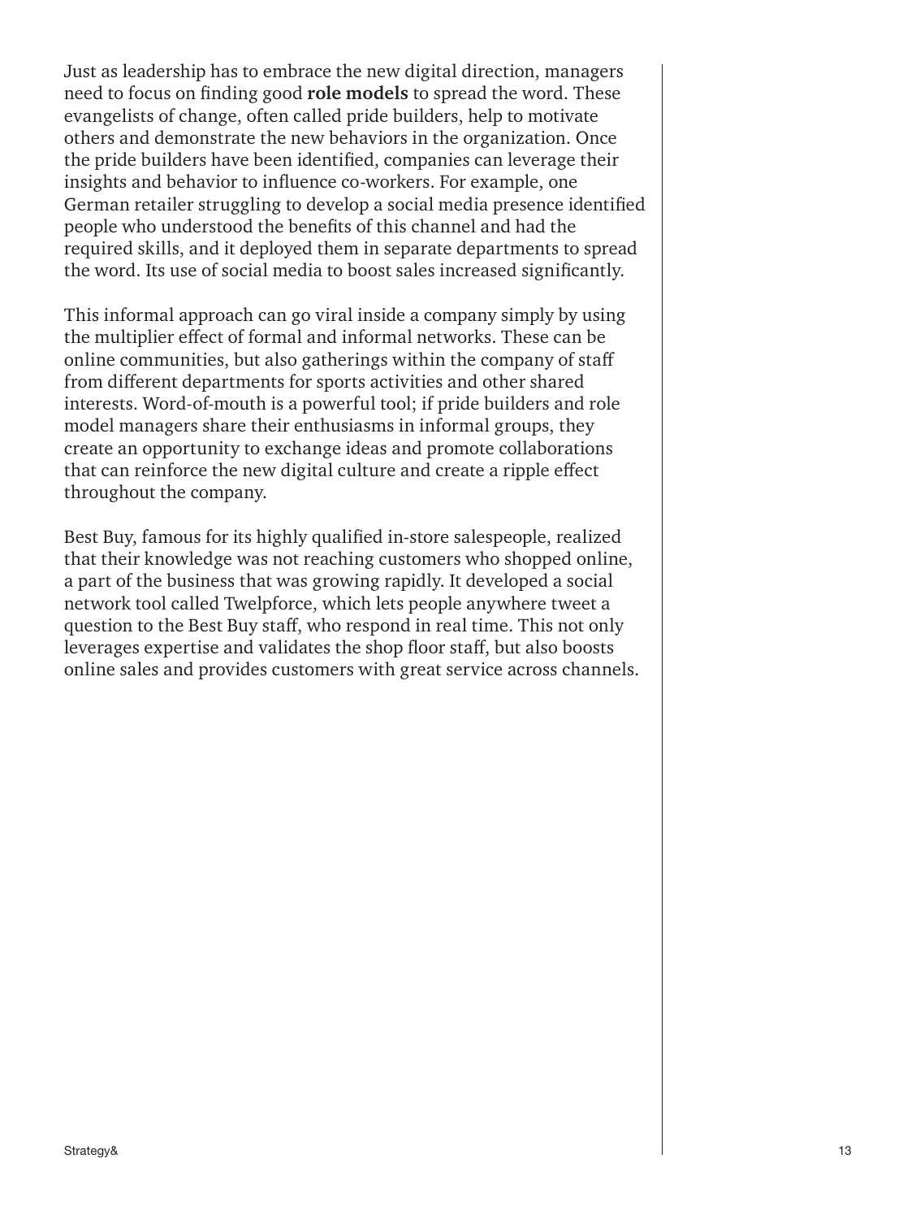Just as leadership has to embrace the new digital direction, managers need to focus on finding good **role models** to spread the word. These evangelists of change, often called pride builders, help to motivate others and demonstrate the new behaviors in the organization. Once the pride builders have been identified, companies can leverage their insights and behavior to influence co-workers. For example, one German retailer struggling to develop a social media presence identified people who understood the benefits of this channel and had the required skills, and it deployed them in separate departments to spread the word. Its use of social media to boost sales increased significantly.

This informal approach can go viral inside a company simply by using the multiplier effect of formal and informal networks. These can be online communities, but also gatherings within the company of staff from different departments for sports activities and other shared interests. Word-of-mouth is a powerful tool; if pride builders and role model managers share their enthusiasms in informal groups, they create an opportunity to exchange ideas and promote collaborations that can reinforce the new digital culture and create a ripple effect throughout the company.

Best Buy, famous for its highly qualified in-store salespeople, realized that their knowledge was not reaching customers who shopped online, a part of the business that was growing rapidly. It developed a social network tool called Twelpforce, which lets people anywhere tweet a question to the Best Buy staff, who respond in real time. This not only leverages expertise and validates the shop floor staff, but also boosts online sales and provides customers with great service across channels.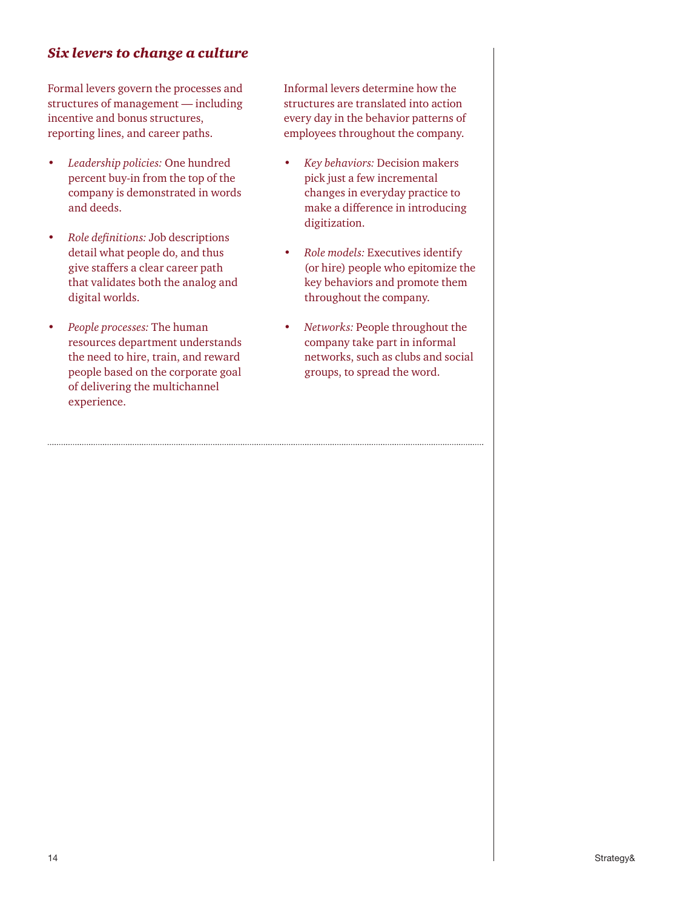### *Six levers to change a culture*

Formal levers govern the processes and structures of management — including incentive and bonus structures, reporting lines, and career paths.

- *Leadership policies:* One hundred percent buy-in from the top of the company is demonstrated in words and deeds.
- *Role definitions:* Job descriptions detail what people do, and thus give staffers a clear career path that validates both the analog and digital worlds.
- *People processes:* The human resources department understands the need to hire, train, and reward people based on the corporate goal of delivering the multichannel experience.

Informal levers determine how the structures are translated into action every day in the behavior patterns of employees throughout the company.

- *Key behaviors:* Decision makers pick just a few incremental changes in everyday practice to make a difference in introducing digitization.
- *Role models:* Executives identify (or hire) people who epitomize the key behaviors and promote them throughout the company.
- *Networks:* People throughout the company take part in informal networks, such as clubs and social groups, to spread the word.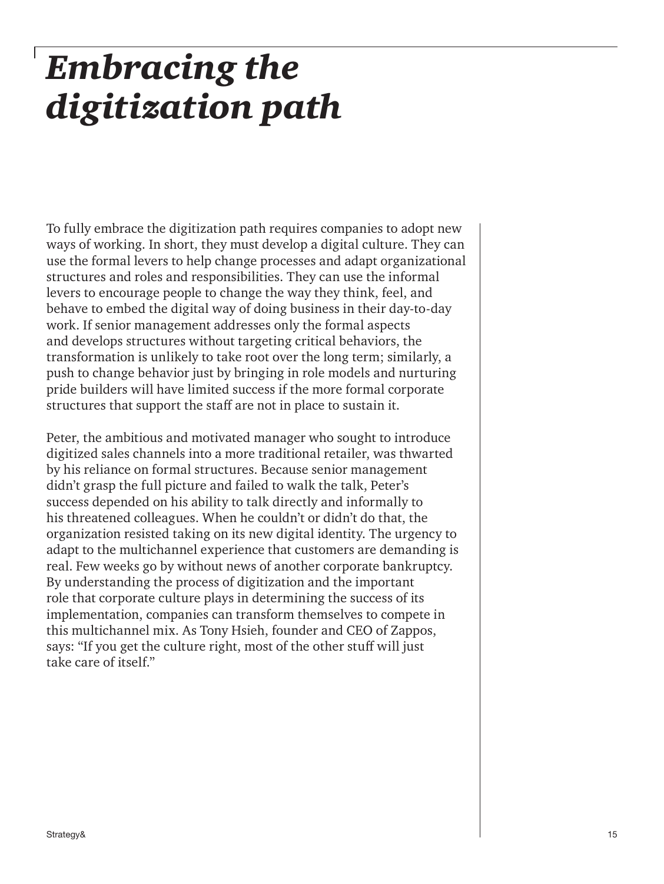# *Embracing the digitization path*

To fully embrace the digitization path requires companies to adopt new ways of working. In short, they must develop a digital culture. They can use the formal levers to help change processes and adapt organizational structures and roles and responsibilities. They can use the informal levers to encourage people to change the way they think, feel, and behave to embed the digital way of doing business in their day-to-day work. If senior management addresses only the formal aspects and develops structures without targeting critical behaviors, the transformation is unlikely to take root over the long term; similarly, a push to change behavior just by bringing in role models and nurturing pride builders will have limited success if the more formal corporate structures that support the staff are not in place to sustain it.

Peter, the ambitious and motivated manager who sought to introduce digitized sales channels into a more traditional retailer, was thwarted by his reliance on formal structures. Because senior management didn't grasp the full picture and failed to walk the talk, Peter's success depended on his ability to talk directly and informally to his threatened colleagues. When he couldn't or didn't do that, the organization resisted taking on its new digital identity. The urgency to adapt to the multichannel experience that customers are demanding is real. Few weeks go by without news of another corporate bankruptcy. By understanding the process of digitization and the important role that corporate culture plays in determining the success of its implementation, companies can transform themselves to compete in this multichannel mix. As Tony Hsieh, founder and CEO of Zappos, says: "If you get the culture right, most of the other stuff will just take care of itself."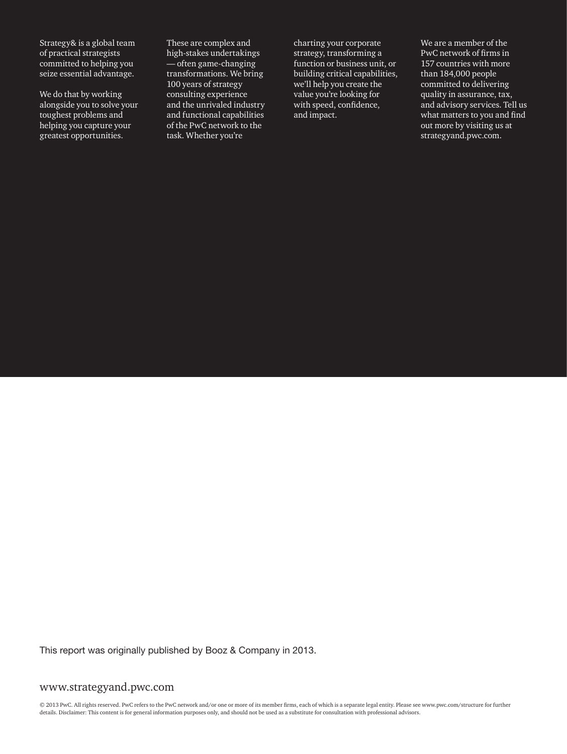Strategy& is a global team of practical strategists committed to helping you seize essential advantage.

We do that by working alongside you to solve your toughest problems and helping you capture your greatest opportunities.

These are complex and high-stakes undertakings — often game-changing transformations. We bring 100 years of strategy consulting experience and the unrivaled industry and functional capabilities of the PwC network to the task. Whether you're charting your corporate strategy, transforming a function or business unit, or building critical capabilities, we'll help you create the value you're looking for with speed, confidence, and impact.

We are a member of the PwC network of firms in 157 countries with more than 184,000 people committed to delivering quality in assurance, tax, and advisory services. Tell us what matters to you and find out more by visiting us at strategyand.pwc.com.

This report was originally published by Booz & Company in 2013.

www.strategyand.pwc.com

© 2013 PwC. All rights reserved. PwC refers to the PwC network and/or one or more of its member firms, each of which is a separate legal entity. Please see www.pwc.com/structure for further details. Disclaimer: This content is for general information purposes only, and should not be used as a substitute for consultation with professional advisors.